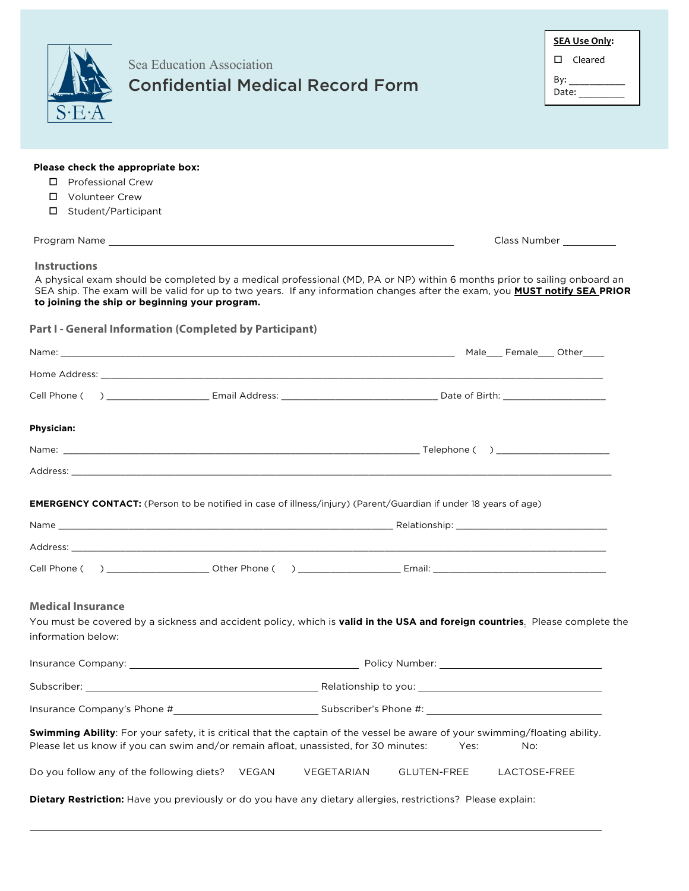Sea Education Association

# Confidential Medical Record Form

**SEA Use Only:**

- ☐ Cleared

By: ___________
Date: _________

**Please check the appropriate box:**

- ☐ Professional Crew
- ☐ Volunteer Crew
- ☐ Student/Participant

Program Name ____________________________________________ Class Number __________

## Instructions

A physical exam should be completed by a medical professional (MD, PA or NP) within 6 months prior to sailing onboard an SEA ship. The exam will be valid for up to two years. If any information changes after the exam, you **MUST notify SEA PRIOR to joining the ship or beginning your program.**

## Part I - General Information (Completed by Participant)

Name: ______________________________________________ Male___ Female___ Other____

Home Address: ____________________________________________________________

Cell Phone (     ) ___________________ Email Address: ______________________________ Date of Birth: ____________________

**Physician:**

Name: ______________________________________________ Telephone (     ) ______________________

Address: ____________________________________________________________

**EMERGENCY CONTACT:** (Person to be notified in case of illness/injury) (Parent/Guardian if under 18 years of age)

Name ____________________________________________ Relationship: ____________________________

Address: ____________________________________________________________

Cell Phone (     ) ___________________ Other Phone (     ) ___________________ Email: ________________________________

## Medical Insurance

You must be covered by a sickness and accident policy, which is **valid in the USA and foreign countries**. Please complete the information below:

Insurance Company: ____________________________ Policy Number: ____________________________

Subscriber: ____________________________ Relationship to you: ____________________________

Insurance Company's Phone #__________________________ Subscriber's Phone #: ____________________________

**Swimming Ability**: For your safety, it is critical that the captain of the vessel be aware of your swimming/floating ability. Please let us know if you can swim and/or remain afloat, unassisted, for 30 minutes:     Yes:     No:

Do you follow any of the following diets?   VEGAN   VEGETARIAN   GLUTEN-FREE   LACTOSE-FREE

**Dietary Restriction:** Have you previously or do you have any dietary allergies, restrictions? Please explain:

____________________________________________________________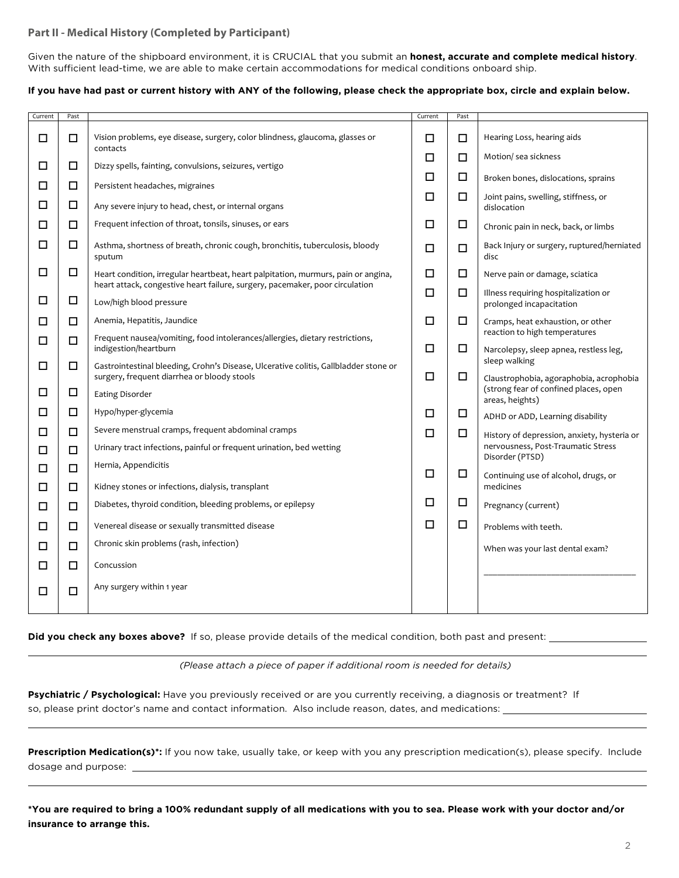## Part II - Medical History (Completed by Participant)

Given the nature of the shipboard environment, it is CRUCIAL that you submit an **honest, accurate and complete medical history**. With sufficient lead-time, we are able to make certain accommodations for medical conditions onboard ship.

**If you have had past or current history with ANY of the following, please check the appropriate box, circle and explain below.**

| Current | Past | | Current | Past | |
|---|---|---|---|---|---|
| ☐ | ☐ | Vision problems, eye disease, surgery, color blindness, glaucoma, glasses or contacts | ☐ | ☐ | Hearing Loss, hearing aids |
| ☐ | ☐ | Dizzy spells, fainting, convulsions, seizures, vertigo | ☐ | ☐ | Motion/ sea sickness |
| ☐ | ☐ | Persistent headaches, migraines | ☐ | ☐ | Broken bones, dislocations, sprains |
| ☐ | ☐ | Any severe injury to head, chest, or internal organs | ☐ | ☐ | Joint pains, swelling, stiffness, or dislocation |
| ☐ | ☐ | Frequent infection of throat, tonsils, sinuses, or ears | ☐ | ☐ | Chronic pain in neck, back, or limbs |
| ☐ | ☐ | Asthma, shortness of breath, chronic cough, bronchitis, tuberculosis, bloody sputum | ☐ | ☐ | Back Injury or surgery, ruptured/herniated disc |
| ☐ | ☐ | Heart condition, irregular heartbeat, heart palpitation, murmurs, pain or angina, heart attack, congestive heart failure, surgery, pacemaker, poor circulation | ☐ | ☐ | Nerve pain or damage, sciatica |
| ☐ | ☐ | Low/high blood pressure | ☐ | ☐ | Illness requiring hospitalization or prolonged incapacitation |
| ☐ | ☐ | Anemia, Hepatitis, Jaundice | ☐ | ☐ | Cramps, heat exhaustion, or other reaction to high temperatures |
| ☐ | ☐ | Frequent nausea/vomiting, food intolerances/allergies, dietary restrictions, indigestion/heartburn | ☐ | ☐ | Narcolepsy, sleep apnea, restless leg, sleep walking |
| ☐ | ☐ | Gastrointestinal bleeding, Crohn's Disease, Ulcerative colitis, Gallbladder stone or surgery, frequent diarrhea or bloody stools | ☐ | ☐ | Claustrophobia, agoraphobia, acrophobia (strong fear of confined places, open areas, heights) |
| ☐ | ☐ | Eating Disorder | ☐ | ☐ | ADHD or ADD, Learning disability |
| ☐ | ☐ | Hypo/hyper-glycemia | ☐ | ☐ | History of depression, anxiety, hysteria or nervousness, Post-Traumatic Stress Disorder (PTSD) |
| ☐ | ☐ | Severe menstrual cramps, frequent abdominal cramps | ☐ | ☐ | Continuing use of alcohol, drugs, or medicines |
| ☐ | ☐ | Urinary tract infections, painful or frequent urination, bed wetting | ☐ | ☐ | Pregnancy (current) |
| ☐ | ☐ | Hernia, Appendicitis | ☐ | ☐ | Problems with teeth. |
| ☐ | ☐ | Kidney stones or infections, dialysis, transplant | | | When was your last dental exam? |
| ☐ | ☐ | Diabetes, thyroid condition, bleeding problems, or epilepsy | | | ________________________________ |
| ☐ | ☐ | Venereal disease or sexually transmitted disease | | | |
| ☐ | ☐ | Chronic skin problems (rash, infection) | | | |
| ☐ | ☐ | Concussion | | | |
| ☐ | ☐ | Any surgery within 1 year | | | |

**Did you check any boxes above?** If so, please provide details of the medical condition, both past and present: ____________________

*(Please attach a piece of paper if additional room is needed for details)*

**Psychiatric / Psychological:** Have you previously received or are you currently receiving, a diagnosis or treatment? If so, please print doctor's name and contact information. Also include reason, dates, and medications: ____________________

**Prescription Medication(s)*:** If you now take, usually take, or keep with you any prescription medication(s), please specify. Include dosage and purpose: ____________________

***You are required to bring a 100% redundant supply of all medications with you to sea. Please work with your doctor and/or insurance to arrange this.**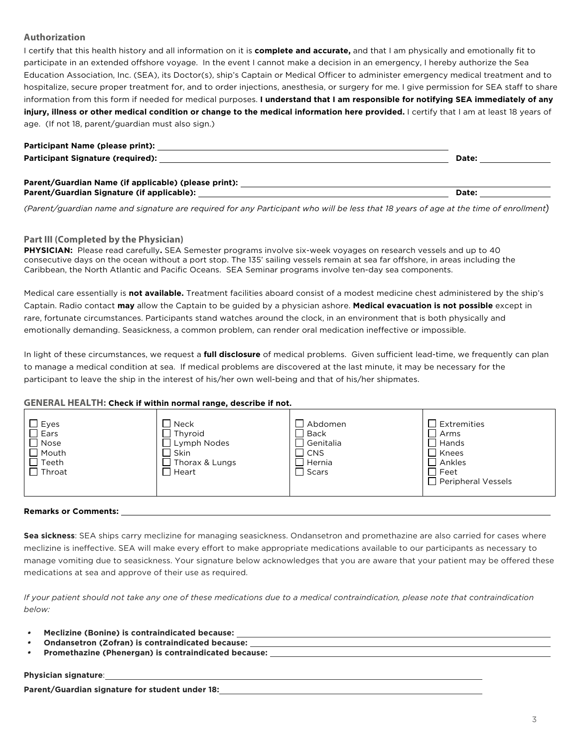## Authorization

I certify that this health history and all information on it is **complete and accurate,** and that I am physically and emotionally fit to participate in an extended offshore voyage. In the event I cannot make a decision in an emergency, I hereby authorize the Sea Education Association, Inc. (SEA), its Doctor(s), ship's Captain or Medical Officer to administer emergency medical treatment and to hospitalize, secure proper treatment for, and to order injections, anesthesia, or surgery for me. I give permission for SEA staff to share information from this form if needed for medical purposes. **I understand that I am responsible for notifying SEA immediately of any injury, illness or other medical condition or change to the medical information here provided.** I certify that I am at least 18 years of age. (If not 18, parent/guardian must also sign.)

**Participant Name (please print):** ______________________________

**Participant Signature (required):** ______________________________ **Date:** ____________

**Parent/Guardian Name (if applicable) (please print):** ______________________________

**Parent/Guardian Signature (if applicable):** ______________________________ **Date:** ____________

*(Parent/guardian name and signature are required for any Participant who will be less that 18 years of age at the time of enrollment)*

## Part III (Completed by the Physician)

**PHYSICIAN:** Please read carefully**.** SEA Semester programs involve six-week voyages on research vessels and up to 40 consecutive days on the ocean without a port stop. The 135' sailing vessels remain at sea far offshore, in areas including the Caribbean, the North Atlantic and Pacific Oceans. SEA Seminar programs involve ten-day sea components.

Medical care essentially is **not available.** Treatment facilities aboard consist of a modest medicine chest administered by the ship's Captain. Radio contact **may** allow the Captain to be guided by a physician ashore. **Medical evacuation is not possible** except in rare, fortunate circumstances. Participants stand watches around the clock, in an environment that is both physically and emotionally demanding. Seasickness, a common problem, can render oral medication ineffective or impossible.

In light of these circumstances, we request a **full disclosure** of medical problems. Given sufficient lead-time, we frequently can plan to manage a medical condition at sea. If medical problems are discovered at the last minute, it may be necessary for the participant to leave the ship in the interest of his/her own well-being and that of his/her shipmates.

### GENERAL HEALTH: Check if within normal range, describe if not.

| | | | |
|---|---|---|---|
| ☐ Eyes | ☐ Neck | ☐ Abdomen | ☐ Extremities |
| ☐ Ears | ☐ Thyroid | ☐ Back | ☐ Arms |
| ☐ Nose | ☐ Lymph Nodes | ☐ Genitalia | ☐ Hands |
| ☐ Mouth | ☐ Skin | ☐ CNS | ☐ Knees |
| ☐ Teeth | ☐ Thorax & Lungs | ☐ Hernia | ☐ Ankles |
| ☐ Throat | ☐ Heart | ☐ Scars | ☐ Feet |
| | | | ☐ Peripheral Vessels |

**Remarks or Comments:** ______________________________

**Sea sickness**: SEA ships carry meclizine for managing seasickness. Ondansetron and promethazine are also carried for cases where meclizine is ineffective. SEA will make every effort to make appropriate medications available to our participants as necessary to manage vomiting due to seasickness. Your signature below acknowledges that you are aware that your patient may be offered these medications at sea and approve of their use as required.

*If your patient should not take any one of these medications due to a medical contraindication, please note that contraindication below:*

- **Meclizine (Bonine) is contraindicated because:** ______________________________
- **Ondansetron (Zofran) is contraindicated because:** ______________________________
- **Promethazine (Phenergan) is contraindicated because:** ______________________________

**Physician signature**: ______________________________

**Parent/Guardian signature for student under 18:** ______________________________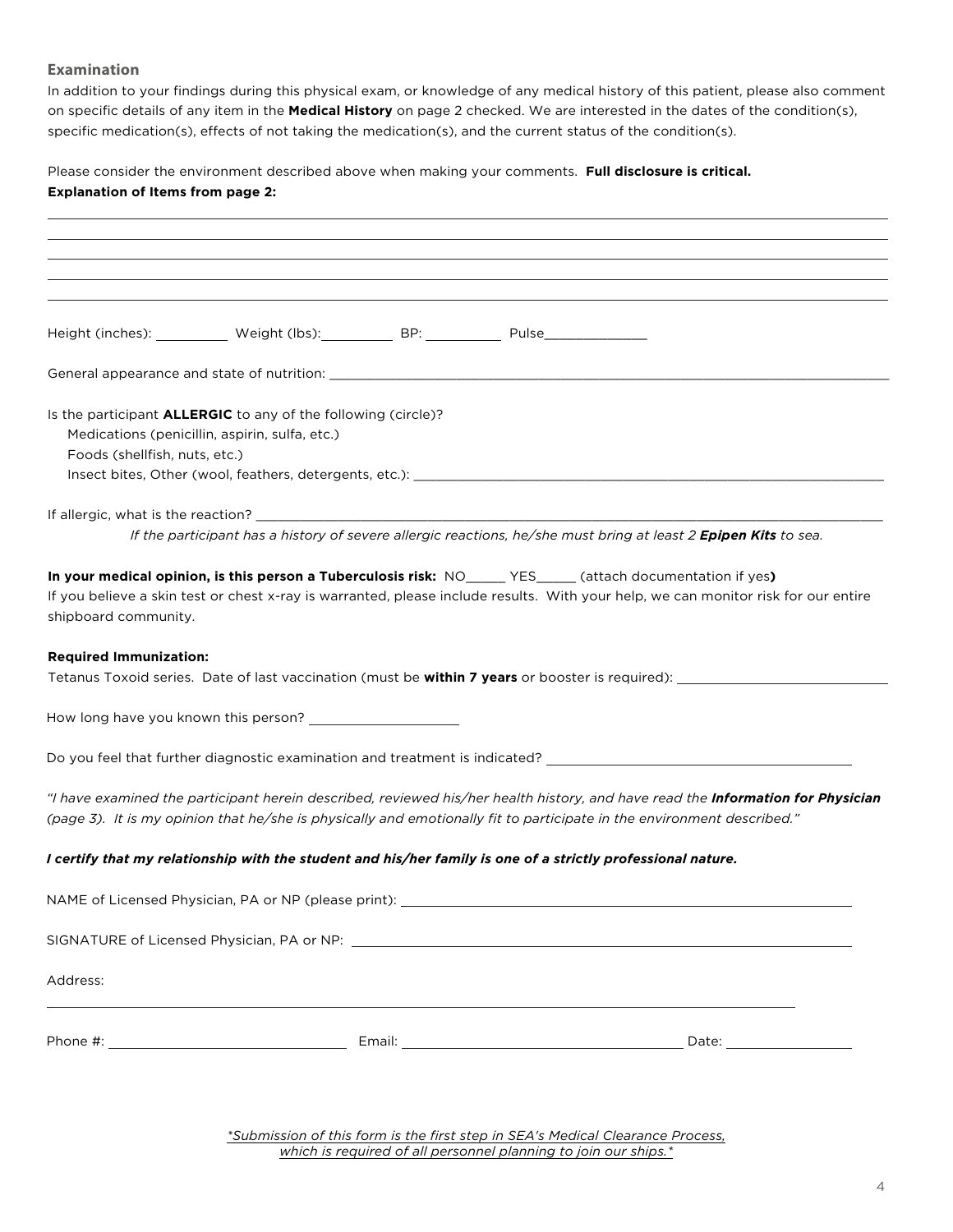### Examination

In addition to your findings during this physical exam, or knowledge of any medical history of this patient, please also comment on specific details of any item in the **Medical History** on page 2 checked. We are interested in the dates of the condition(s), specific medication(s), effects of not taking the medication(s), and the current status of the condition(s).

Please consider the environment described above when making your comments. **Full disclosure is critical.**

**Explanation of Items from page 2:**

______________________________________________________________________________

______________________________________________________________________________

______________________________________________________________________________

______________________________________________________________________________

______________________________________________________________________________

Height (inches): __________ Weight (lbs):__________ BP: __________ Pulse______________

General appearance and state of nutrition: ______________________________________________________________

Is the participant **ALLERGIC** to any of the following (circle)?

Medications (penicillin, aspirin, sulfa, etc.)

Foods (shellfish, nuts, etc.)

Insect bites, Other (wool, feathers, detergents, etc.): ______________________________________________

If allergic, what is the reaction? ______________________________________________________________________

*If the participant has a history of severe allergic reactions, he/she must bring at least 2 **Epipen Kits** to sea.*

**In your medical opinion, is this person a Tuberculosis risk:** NO_____ YES_____ (attach documentation if yes**)**

If you believe a skin test or chest x-ray is warranted, please include results. With your help, we can monitor risk for our entire shipboard community.

**Required Immunization:**

Tetanus Toxoid series. Date of last vaccination (must be **within 7 years** or booster is required): ____________________________

How long have you known this person? ____________________

Do you feel that further diagnostic examination and treatment is indicated? __________________________________________

*"I have examined the participant herein described, reviewed his/her health history, and have read the **Information for Physician** (page 3). It is my opinion that he/she is physically and emotionally fit to participate in the environment described."*

***I certify that my relationship with the student and his/her family is one of a strictly professional nature.***

NAME of Licensed Physician, PA or NP (please print): ______________________________________________

SIGNATURE of Licensed Physician, PA or NP: ______________________________________________

Address:

______________________________________________________________________________

Phone #: ______________________ Email: ______________________________ Date: ______________

*\*Submission of this form is the first step in SEA's Medical Clearance Process, which is required of all personnel planning to join our ships.\**